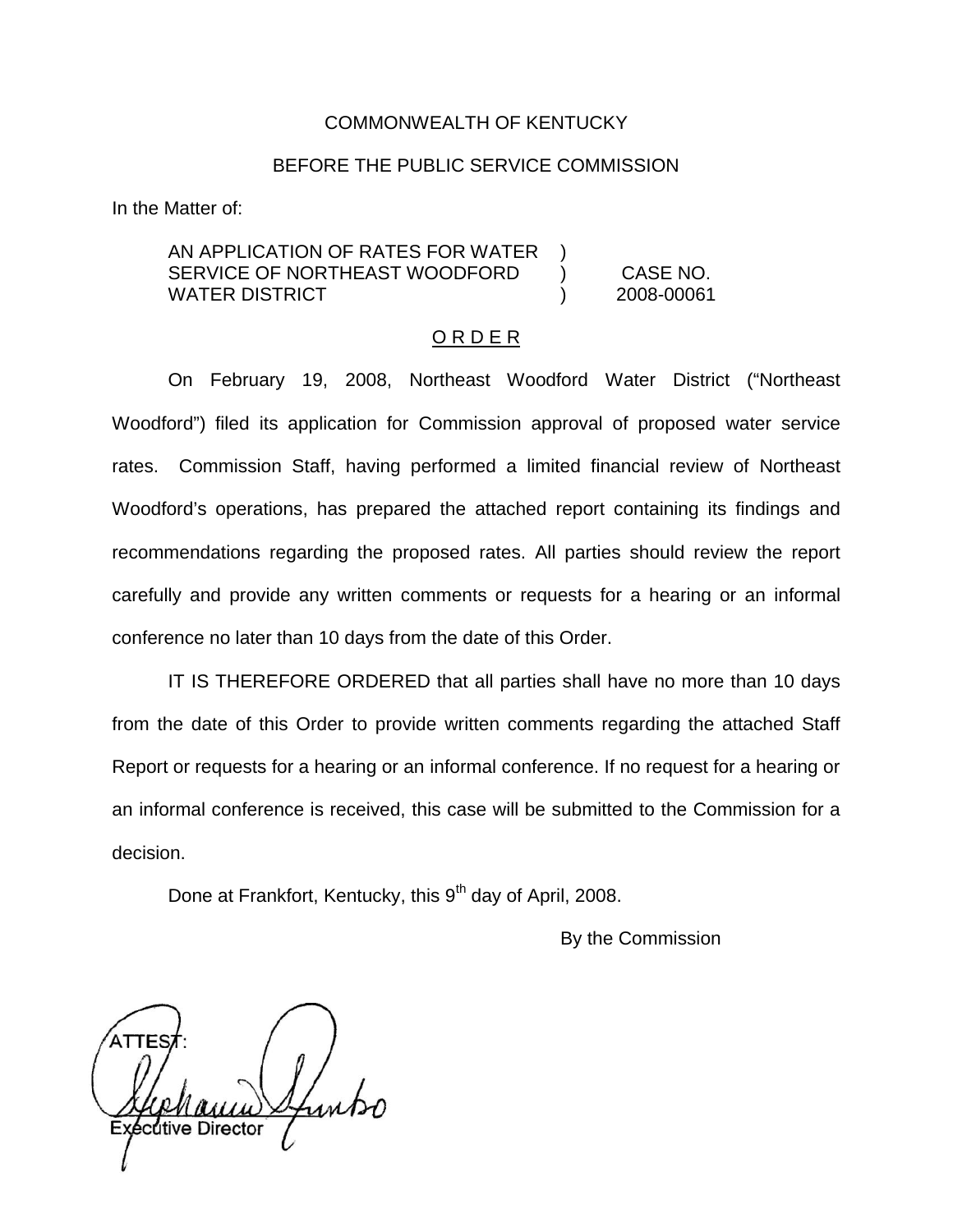COMMONWEALTH OF KENTUCKY

BEFORE THE PUBLIC SERVICE COMMISSION

In the Matter of:

| | | |
|---|---|---|
| AN APPLICATION OF RATES FOR WATER | ) | |
| SERVICE OF NORTHEAST WOODFORD | ) | CASE NO. |
| WATER DISTRICT | ) | 2008-00061 |

O R D E R

On February 19, 2008, Northeast Woodford Water District ("Northeast Woodford") filed its application for Commission approval of proposed water service rates. Commission Staff, having performed a limited financial review of Northeast Woodford's operations, has prepared the attached report containing its findings and recommendations regarding the proposed rates. All parties should review the report carefully and provide any written comments or requests for a hearing or an informal conference no later than 10 days from the date of this Order.

IT IS THEREFORE ORDERED that all parties shall have no more than 10 days from the date of this Order to provide written comments regarding the attached Staff Report or requests for a hearing or an informal conference. If no request for a hearing or an informal conference is received, this case will be submitted to the Commission for a decision.

Done at Frankfort, Kentucky, this 9th day of April, 2008.

By the Commission

ATTEST:

Executive Director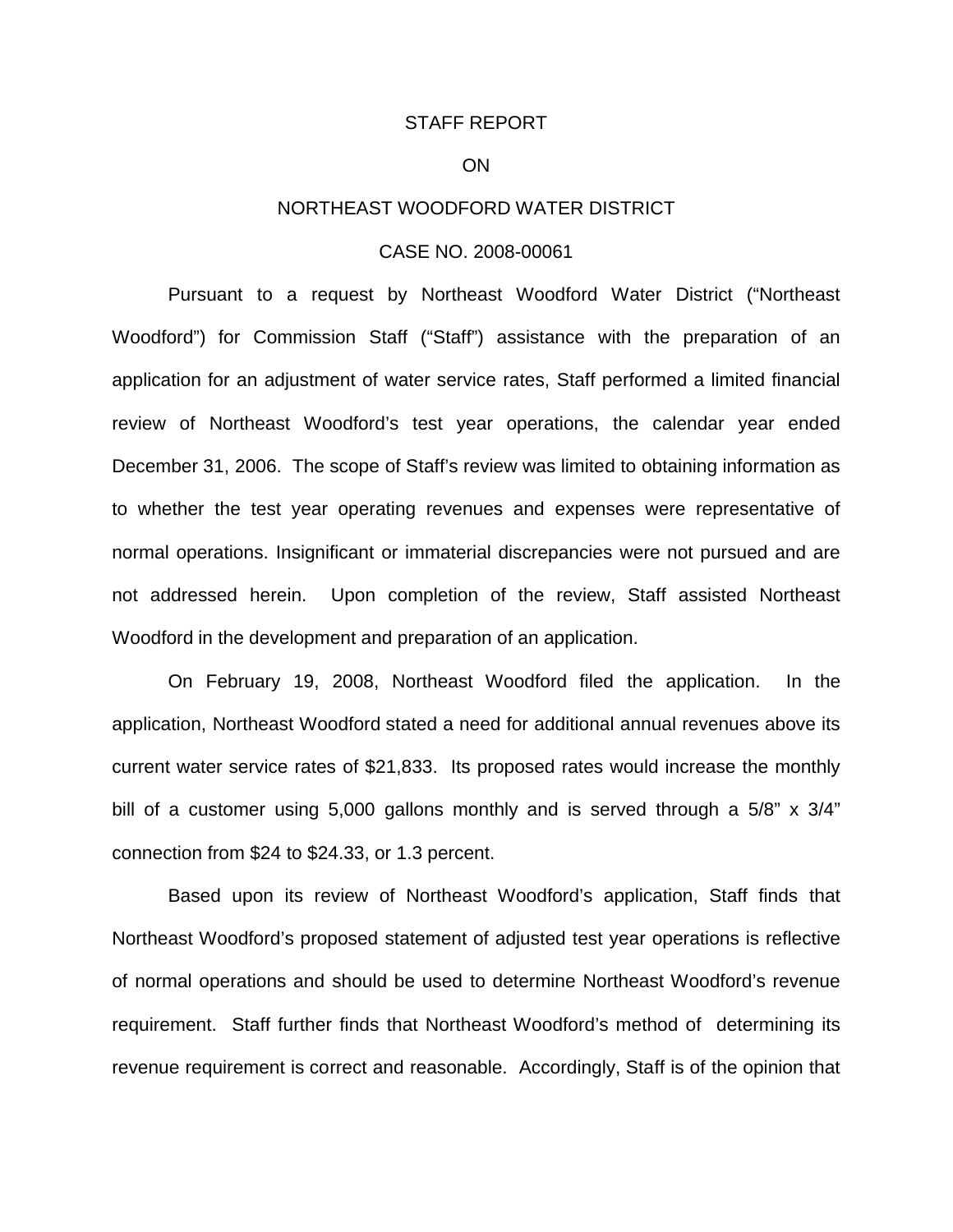STAFF REPORT

ON

NORTHEAST WOODFORD WATER DISTRICT

CASE NO. 2008-00061

Pursuant to a request by Northeast Woodford Water District ("Northeast Woodford") for Commission Staff ("Staff") assistance with the preparation of an application for an adjustment of water service rates, Staff performed a limited financial review of Northeast Woodford's test year operations, the calendar year ended December 31, 2006. The scope of Staff's review was limited to obtaining information as to whether the test year operating revenues and expenses were representative of normal operations. Insignificant or immaterial discrepancies were not pursued and are not addressed herein. Upon completion of the review, Staff assisted Northeast Woodford in the development and preparation of an application.

On February 19, 2008, Northeast Woodford filed the application. In the application, Northeast Woodford stated a need for additional annual revenues above its current water service rates of $21,833. Its proposed rates would increase the monthly bill of a customer using 5,000 gallons monthly and is served through a 5/8" x 3/4" connection from $24 to $24.33, or 1.3 percent.

Based upon its review of Northeast Woodford's application, Staff finds that Northeast Woodford's proposed statement of adjusted test year operations is reflective of normal operations and should be used to determine Northeast Woodford's revenue requirement. Staff further finds that Northeast Woodford's method of determining its revenue requirement is correct and reasonable. Accordingly, Staff is of the opinion that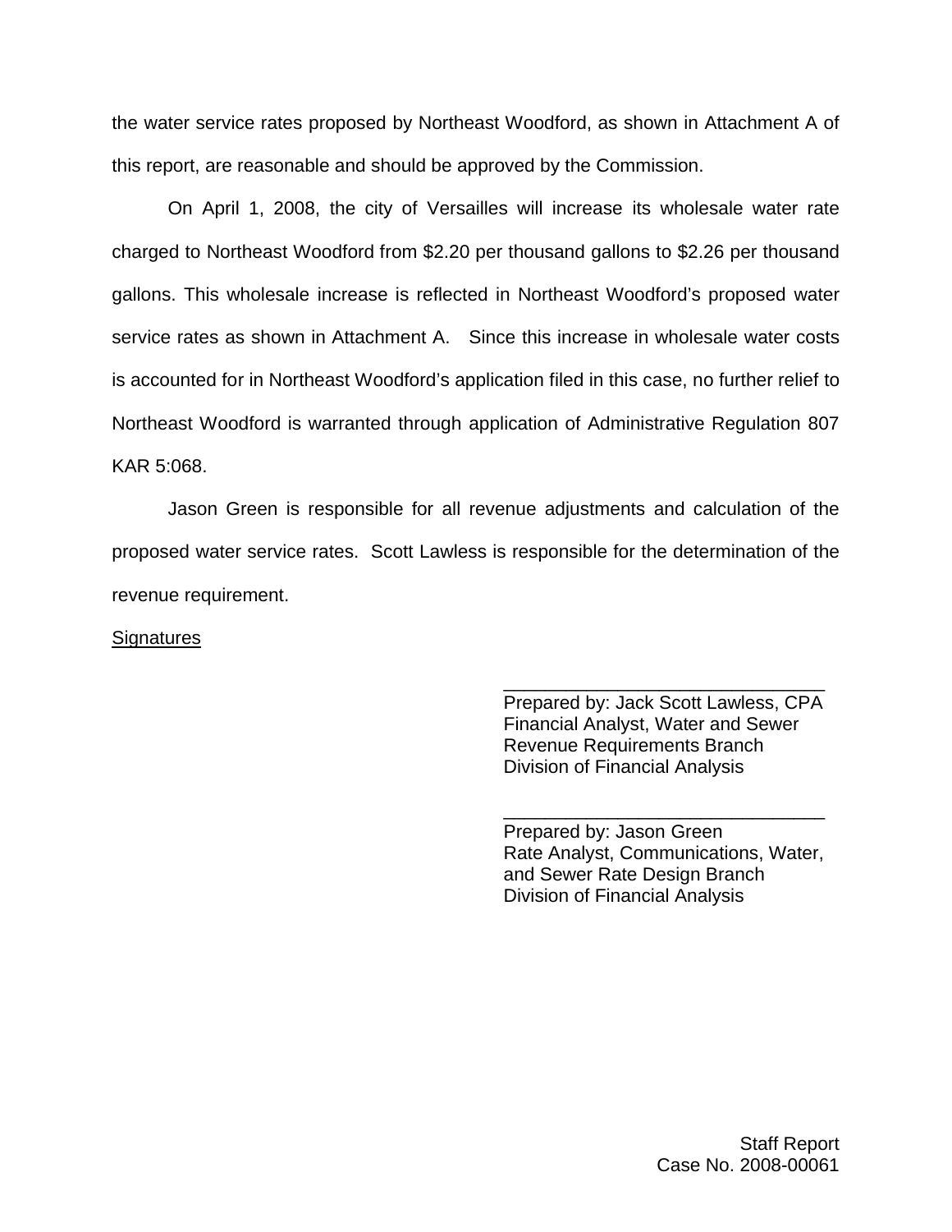the water service rates proposed by Northeast Woodford, as shown in Attachment A of this report, are reasonable and should be approved by the Commission.

On April 1, 2008, the city of Versailles will increase its wholesale water rate charged to Northeast Woodford from $2.20 per thousand gallons to $2.26 per thousand gallons. This wholesale increase is reflected in Northeast Woodford's proposed water service rates as shown in Attachment A. Since this increase in wholesale water costs is accounted for in Northeast Woodford's application filed in this case, no further relief to Northeast Woodford is warranted through application of Administrative Regulation 807 KAR 5:068.

Jason Green is responsible for all revenue adjustments and calculation of the proposed water service rates. Scott Lawless is responsible for the determination of the revenue requirement.

Signatures

\_\_\_\_\_\_\_\_\_\_\_\_\_\_\_\_\_\_\_\_\_\_\_\_\_\_\_\_\_\_\_\_
Prepared by: Jack Scott Lawless, CPA
Financial Analyst, Water and Sewer
Revenue Requirements Branch
Division of Financial Analysis

\_\_\_\_\_\_\_\_\_\_\_\_\_\_\_\_\_\_\_\_\_\_\_\_\_\_\_\_\_\_\_\_
Prepared by: Jason Green
Rate Analyst, Communications, Water, and Sewer Rate Design Branch
Division of Financial Analysis

Staff Report
Case No. 2008-00061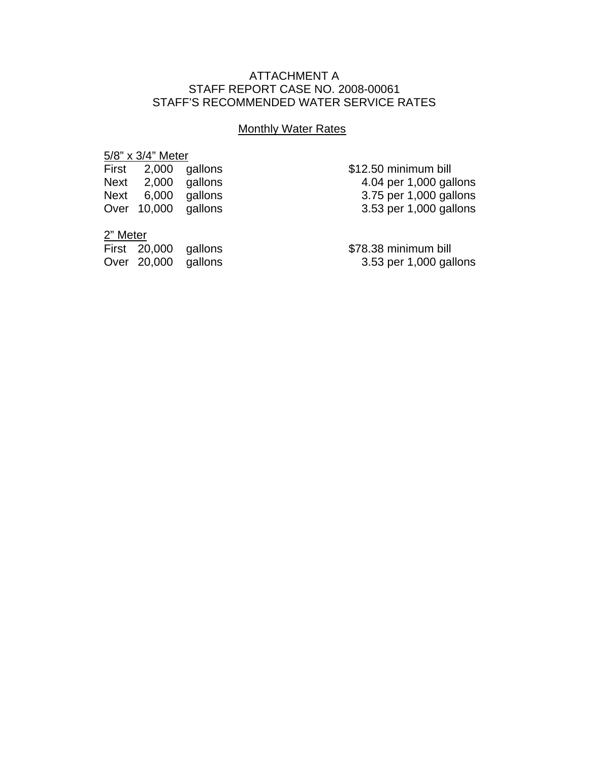ATTACHMENT A
STAFF REPORT CASE NO. 2008-00061
STAFF'S RECOMMENDED WATER SERVICE RATES

Monthly Water Rates

5/8" x 3/4" Meter

| | | | |
|---|---|---|---|
| First | 2,000 | gallons | $12.50 minimum bill |
| Next | 2,000 | gallons | 4.04 per 1,000 gallons |
| Next | 6,000 | gallons | 3.75 per 1,000 gallons |
| Over | 10,000 | gallons | 3.53 per 1,000 gallons |

2" Meter

| | | | |
|---|---|---|---|
| First | 20,000 | gallons | $78.38 minimum bill |
| Over | 20,000 | gallons | 3.53 per 1,000 gallons |